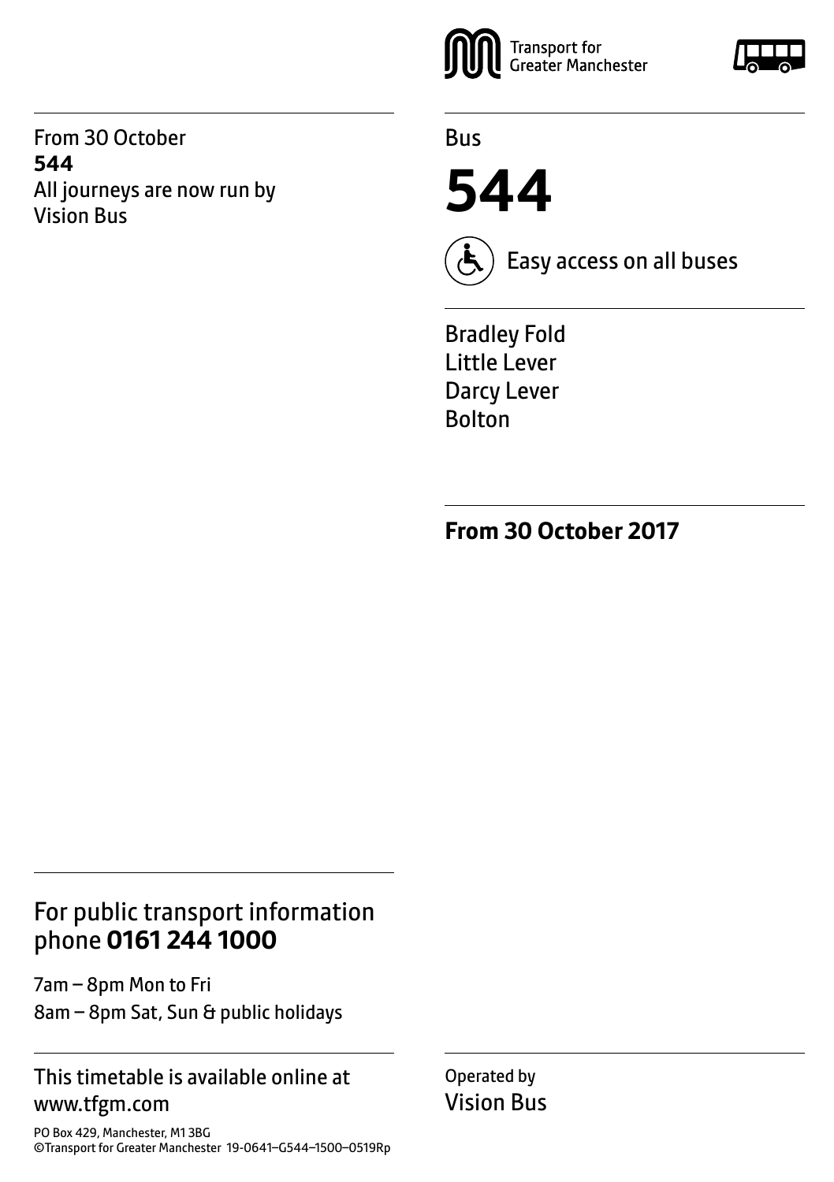From 30 October
**544**
All journeys are now run by Vision Bus

Transport for Greater Manchester

Bus

# 544

Easy access on all buses

Bradley Fold
Little Lever
Darcy Lever
Bolton

**From 30 October 2017**

## For public transport information phone **0161 244 1000**

7am – 8pm Mon to Fri
8am – 8pm Sat, Sun & public holidays

This timetable is available online at www.tfgm.com

PO Box 429, Manchester, M1 3BG
©Transport for Greater Manchester 19-0641–G544–1500–0519Rp

Operated by
Vision Bus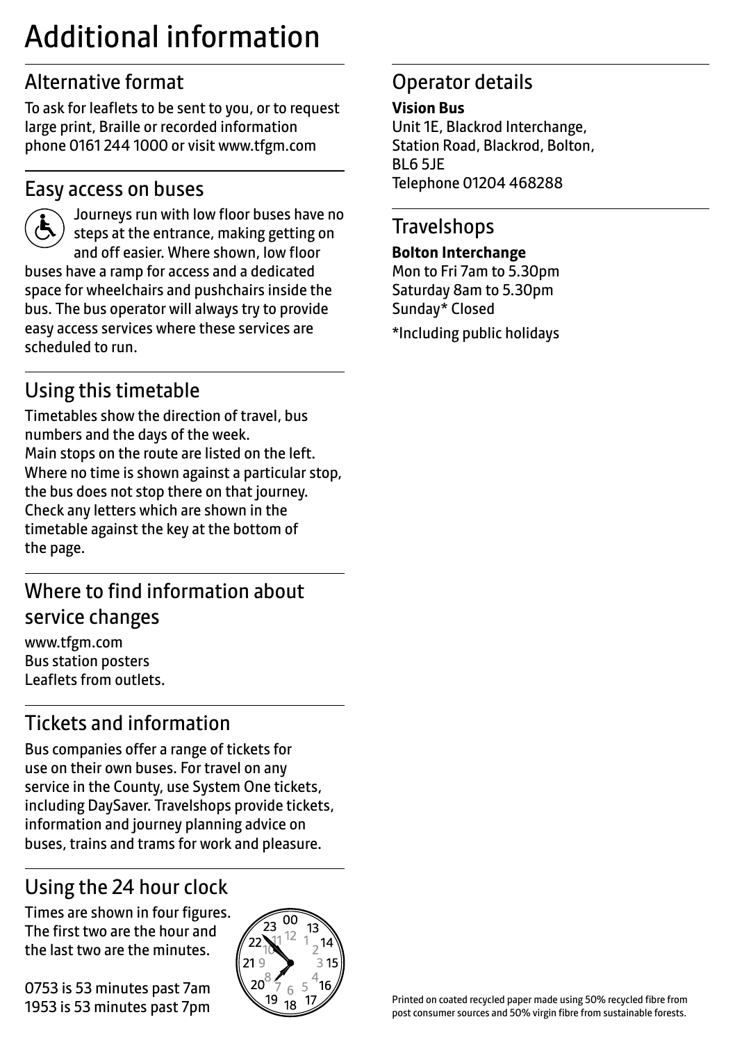# Additional information

## Alternative format

To ask for leaflets to be sent to you, or to request large print, Braille or recorded information phone 0161 244 1000 or visit www.tfgm.com

## Easy access on buses

Journeys run with low floor buses have no steps at the entrance, making getting on and off easier. Where shown, low floor buses have a ramp for access and a dedicated space for wheelchairs and pushchairs inside the bus. The bus operator will always try to provide easy access services where these services are scheduled to run.

## Using this timetable

Timetables show the direction of travel, bus numbers and the days of the week.
Main stops on the route are listed on the left. Where no time is shown against a particular stop, the bus does not stop there on that journey. Check any letters which are shown in the timetable against the key at the bottom of the page.

## Where to find information about service changes

www.tfgm.com
Bus station posters
Leaflets from outlets.

## Tickets and information

Bus companies offer a range of tickets for use on their own buses. For travel on any service in the County, use System One tickets, including DaySaver. Travelshops provide tickets, information and journey planning advice on buses, trains and trams for work and pleasure.

## Using the 24 hour clock

Times are shown in four figures. The first two are the hour and the last two are the minutes.

0753 is 53 minutes past 7am
1953 is 53 minutes past 7pm

## Operator details

**Vision Bus**
Unit 1E, Blackrod Interchange,
Station Road, Blackrod, Bolton,
BL6 5JE
Telephone 01204 468288

## Travelshops

**Bolton Interchange**
Mon to Fri 7am to 5.30pm
Saturday 8am to 5.30pm
Sunday* Closed

*Including public holidays

Printed on coated recycled paper made using 50% recycled fibre from post consumer sources and 50% virgin fibre from sustainable forests.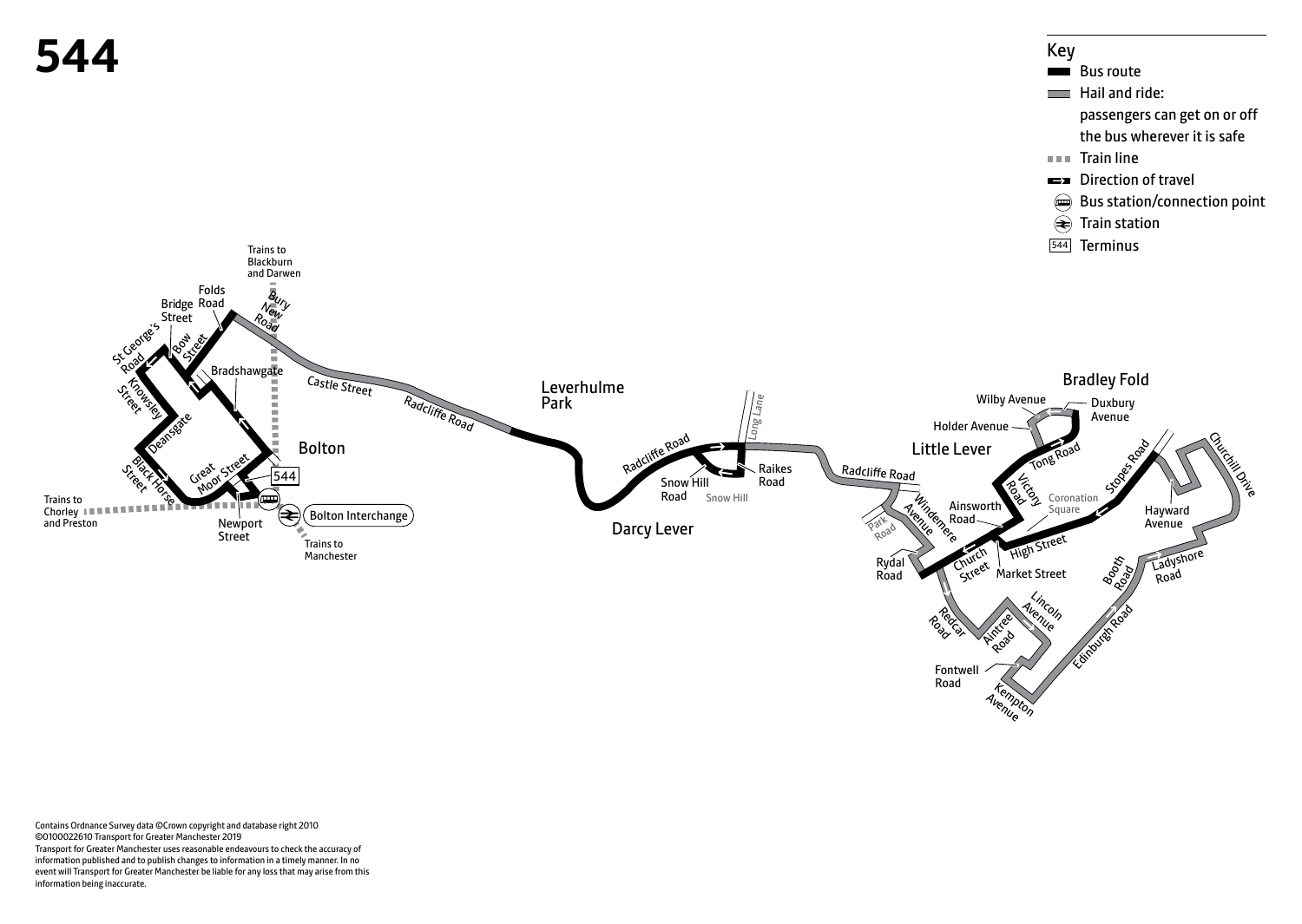# 544

## Key

- Bus route
- Hail and ride: passengers can get on or off the bus wherever it is safe
- Train line
- Direction of travel
- Bus station/connection point
- Train station
- 544 Terminus

Trains to Blackburn and Darwen

Folds Road

Bridge Street

Bury New Road

St George's Road

Bow Street

Bradshawgate

Knowsley Street

Deansgate

Castle Street

Radcliffe Road

Leverhulme Park

Bolton

Black Horse Street

Great Moor Street

544

Trains to Chorley and Preston

Newport Street

Bolton Interchange

Trains to Manchester

Radcliffe Road

Long Lane

Snow Hill Road

Snow Hill

Raikes Road

Darcy Lever

Radcliffe Road

Park Road

Windermere Avenue

Rydal Road

Little Lever

Bradley Fold

Wilby Avenue

Duxbury Avenue

Holder Avenue

Tong Road

Victory Road

Coronation Square

Ainsworth Road

Church Street

High Street

Market Street

Stopes Road

Churchill Drive

Hayward Avenue

Ladyshore Road

Booth Road

Edinburgh Road

Redcar Road

Aintree Road

Lincoln Avenue

Fontwell Road

Kempton Avenue

Contains Ordnance Survey data ©Crown copyright and database right 2010
©0100022610 Transport for Greater Manchester 2019
Transport for Greater Manchester uses reasonable endeavours to check the accuracy of information published and to publish changes to information in a timely manner. In no event will Transport for Greater Manchester be liable for any loss that may arise from this information being inaccurate.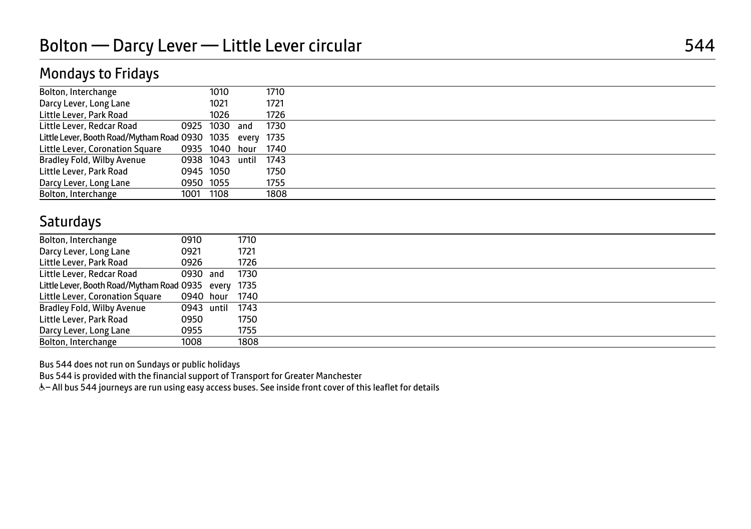# Bolton — Darcy Lever — Little Lever circular 544

## Mondays to Fridays

| | | | | |
|---|---|---|---|---|
| Bolton, Interchange | | 1010 | | 1710 |
| Darcy Lever, Long Lane | | 1021 | | 1721 |
| Little Lever, Park Road | | 1026 | | 1726 |
| Little Lever, Redcar Road | 0925 | 1030 | and | 1730 |
| Little Lever, Booth Road/Mytham Road | 0930 | 1035 | every | 1735 |
| Little Lever, Coronation Square | 0935 | 1040 | hour | 1740 |
| Bradley Fold, Wilby Avenue | 0938 | 1043 | until | 1743 |
| Little Lever, Park Road | 0945 | 1050 | | 1750 |
| Darcy Lever, Long Lane | 0950 | 1055 | | 1755 |
| Bolton, Interchange | 1001 | 1108 | | 1808 |

## Saturdays

| | | | |
|---|---|---|---|
| Bolton, Interchange | 0910 | | 1710 |
| Darcy Lever, Long Lane | 0921 | | 1721 |
| Little Lever, Park Road | 0926 | | 1726 |
| Little Lever, Redcar Road | 0930 | and | 1730 |
| Little Lever, Booth Road/Mytham Road | 0935 | every | 1735 |
| Little Lever, Coronation Square | 0940 | hour | 1740 |
| Bradley Fold, Wilby Avenue | 0943 | until | 1743 |
| Little Lever, Park Road | 0950 | | 1750 |
| Darcy Lever, Long Lane | 0955 | | 1755 |
| Bolton, Interchange | 1008 | | 1808 |

Bus 544 does not run on Sundays or public holidays

Bus 544 is provided with the financial support of Transport for Greater Manchester

♿– All bus 544 journeys are run using easy access buses. See inside front cover of this leaflet for details